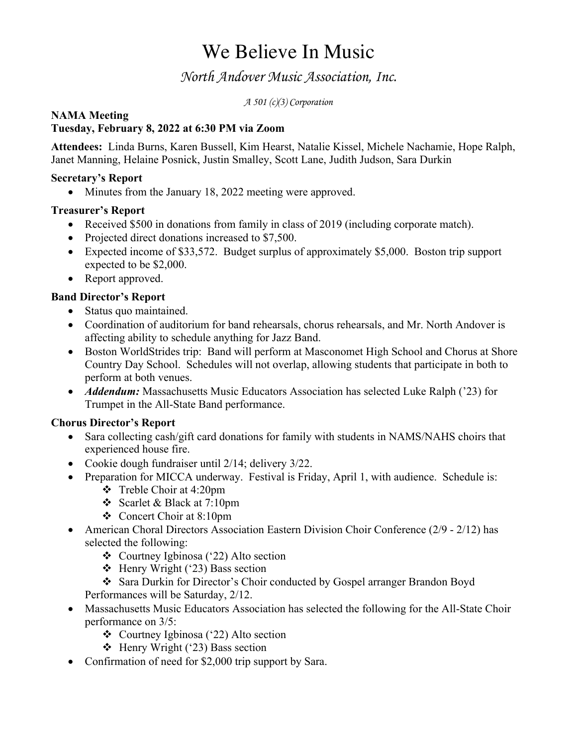# We Believe In Music

## *North Andover Music Association, Inc.*

*A 501 (c)(3) Corporation*

**NAMA Meeting**
**Tuesday, February 8, 2022 at 6:30 PM via Zoom**

**Attendees:** Linda Burns, Karen Bussell, Kim Hearst, Natalie Kissel, Michele Nachamie, Hope Ralph, Janet Manning, Helaine Posnick, Justin Smalley, Scott Lane, Judith Judson, Sara Durkin

**Secretary's Report**

- Minutes from the January 18, 2022 meeting were approved.

**Treasurer's Report**

- Received $500 in donations from family in class of 2019 (including corporate match).
- Projected direct donations increased to $7,500.
- Expected income of $33,572. Budget surplus of approximately $5,000. Boston trip support expected to be $2,000.
- Report approved.

**Band Director's Report**

- Status quo maintained.
- Coordination of auditorium for band rehearsals, chorus rehearsals, and Mr. North Andover is affecting ability to schedule anything for Jazz Band.
- Boston WorldStrides trip: Band will perform at Masconomet High School and Chorus at Shore Country Day School. Schedules will not overlap, allowing students that participate in both to perform at both venues.
- ***Addendum:*** Massachusetts Music Educators Association has selected Luke Ralph ('23) for Trumpet in the All-State Band performance.

**Chorus Director's Report**

- Sara collecting cash/gift card donations for family with students in NAMS/NAHS choirs that experienced house fire.
- Cookie dough fundraiser until 2/14; delivery 3/22.
- Preparation for MICCA underway. Festival is Friday, April 1, with audience. Schedule is:
  - Treble Choir at 4:20pm
  - Scarlet & Black at 7:10pm
  - Concert Choir at 8:10pm
- American Choral Directors Association Eastern Division Choir Conference (2/9 - 2/12) has selected the following:
  - Courtney Igbinosa ('22) Alto section
  - Henry Wright ('23) Bass section
  - Sara Durkin for Director's Choir conducted by Gospel arranger Brandon Boyd

  Performances will be Saturday, 2/12.
- Massachusetts Music Educators Association has selected the following for the All-State Choir performance on 3/5:
  - Courtney Igbinosa ('22) Alto section
  - Henry Wright ('23) Bass section
- Confirmation of need for $2,000 trip support by Sara.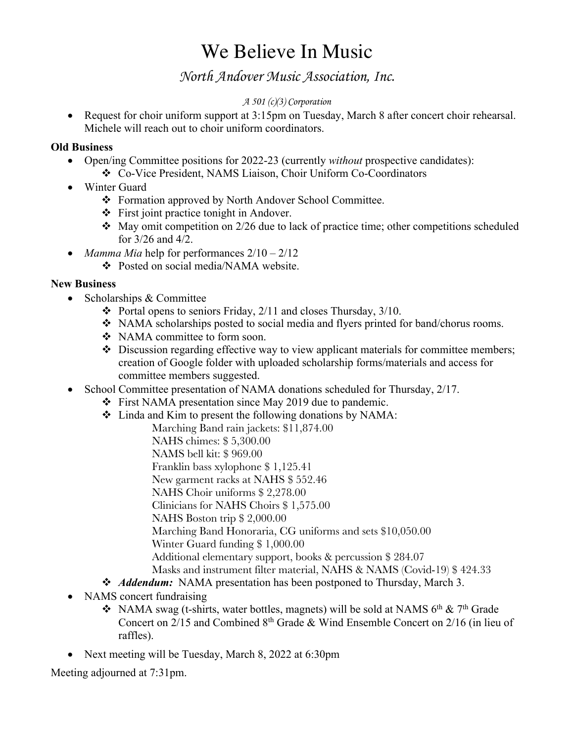# We Believe In Music

*North Andover Music Association, Inc.*

*A 501 (c)(3) Corporation*

- Request for choir uniform support at 3:15pm on Tuesday, March 8 after concert choir rehearsal. Michele will reach out to choir uniform coordinators.

**Old Business**

- Open/ing Committee positions for 2022-23 (currently *without* prospective candidates):
  - Co-Vice President, NAMS Liaison, Choir Uniform Co-Coordinators
- Winter Guard
  - Formation approved by North Andover School Committee.
  - First joint practice tonight in Andover.
  - May omit competition on 2/26 due to lack of practice time; other competitions scheduled for 3/26 and 4/2.
- *Mamma Mia* help for performances 2/10 – 2/12
  - Posted on social media/NAMA website.

**New Business**

- Scholarships & Committee
  - Portal opens to seniors Friday, 2/11 and closes Thursday, 3/10.
  - NAMA scholarships posted to social media and flyers printed for band/chorus rooms.
  - NAMA committee to form soon.
  - Discussion regarding effective way to view applicant materials for committee members; creation of Google folder with uploaded scholarship forms/materials and access for committee members suggested.
- School Committee presentation of NAMA donations scheduled for Thursday, 2/17.
  - First NAMA presentation since May 2019 due to pandemic.
  - Linda and Kim to present the following donations by NAMA:

    Marching Band rain jackets: $11,874.00
    NAHS chimes: $ 5,300.00
    NAMS bell kit: $ 969.00
    Franklin bass xylophone $ 1,125.41
    New garment racks at NAHS $ 552.46
    NAHS Choir uniforms $ 2,278.00
    Clinicians for NAHS Choirs $ 1,575.00
    NAHS Boston trip $ 2,000.00
    Marching Band Honoraria, CG uniforms and sets $10,050.00
    Winter Guard funding $ 1,000.00
    Additional elementary support, books & percussion $ 284.07
    Masks and instrument filter material, NAHS & NAMS (Covid-19) $ 424.33
  - ***Addendum:*** NAMA presentation has been postponed to Thursday, March 3.
- NAMS concert fundraising
  - NAMA swag (t-shirts, water bottles, magnets) will be sold at NAMS 6th & 7th Grade Concert on 2/15 and Combined 8th Grade & Wind Ensemble Concert on 2/16 (in lieu of raffles).

- Next meeting will be Tuesday, March 8, 2022 at 6:30pm

Meeting adjourned at 7:31pm.